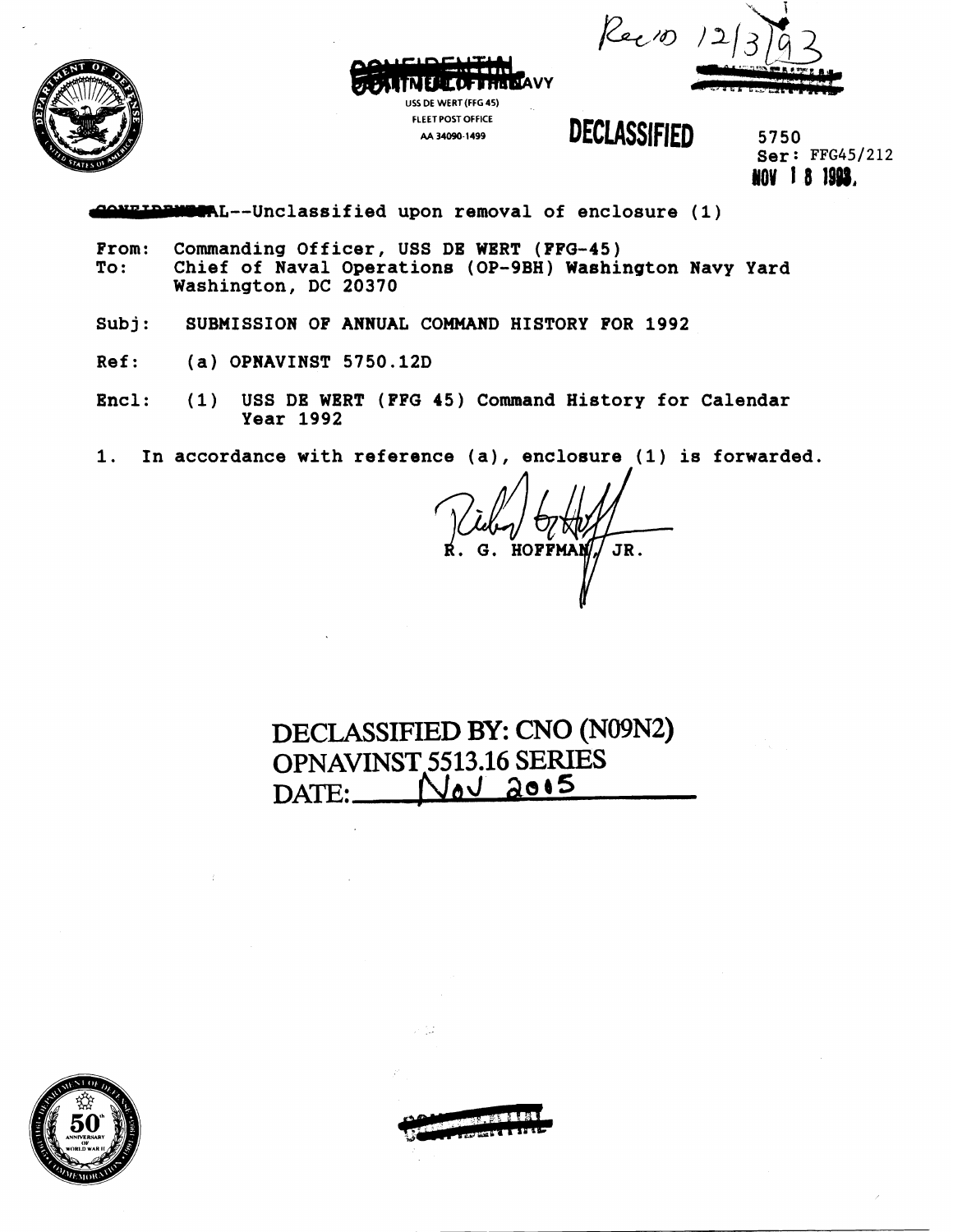Rec'd 12/3/93

~~CONFIDENTIAL~~

DEPARTMENT OF THE NAVY
USS DE WERT (FFG 45)
FLEET POST OFFICE
AA 34090-1499

**DECLASSIFIED**

5750
Ser: FFG45/212
NOV 18 1993

~~CONFIDENTIAL~~--Unclassified upon removal of enclosure (1)

From: Commanding Officer, USS DE WERT (FFG-45)
To: Chief of Naval Operations (OP-9BH) Washington Navy Yard Washington, DC 20370

Subj: SUBMISSION OF ANNUAL COMMAND HISTORY FOR 1992

Ref: (a) OPNAVINST 5750.12D

Encl: (1) USS DE WERT (FFG 45) Command History for Calendar Year 1992

1. In accordance with reference (a), enclosure (1) is forwarded.

R. G. HOFFMAN, JR.

DECLASSIFIED BY: CNO (N09N2)
OPNAVINST 5513.16 SERIES
DATE: Nov 2015

~~CONFIDENTIAL~~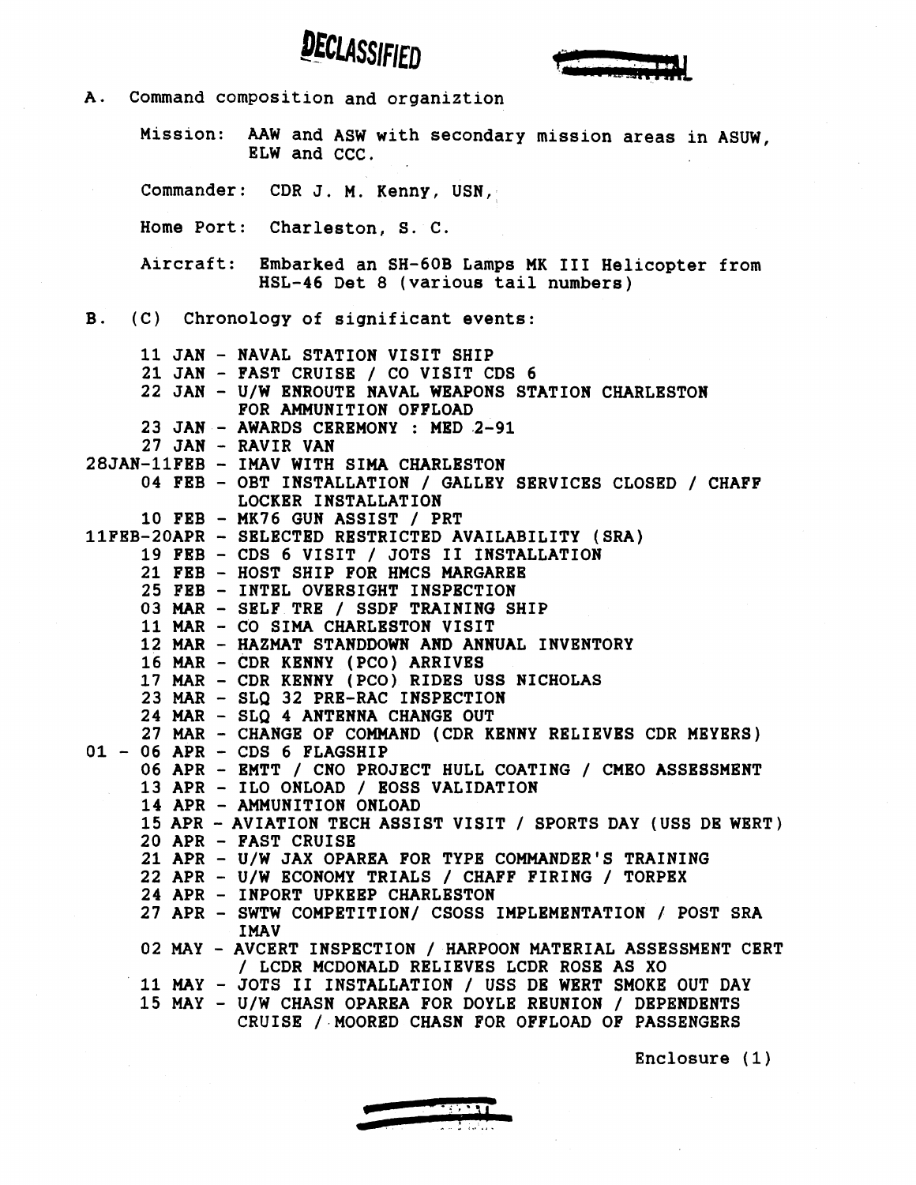DECLASSIFIED

A. Command composition and organiztion

Mission: AAW and ASW with secondary mission areas in ASUW, ELW and CCC.

Commander: CDR J. M. Kenny, USN,

Home Port: Charleston, S. C.

Aircraft: Embarked an SH-60B Lamps MK III Helicopter from HSL-46 Det 8 (various tail numbers)

B. (C) Chronology of significant events:

- 11 JAN - NAVAL STATION VISIT SHIP
- 21 JAN - FAST CRUISE / CO VISIT CDS 6
- 22 JAN - U/W ENROUTE NAVAL WEAPONS STATION CHARLESTON FOR AMMUNITION OFFLOAD
- 23 JAN - AWARDS CEREMONY : MED 2-91
- 27 JAN - RAVIR VAN
- 28JAN-11FEB - IMAV WITH SIMA CHARLESTON
- 04 FEB - OBT INSTALLATION / GALLEY SERVICES CLOSED / CHAFF LOCKER INSTALLATION
- 10 FEB - MK76 GUN ASSIST / PRT
- 11FEB-20APR - SELECTED RESTRICTED AVAILABILITY (SRA)
- 19 FEB - CDS 6 VISIT / JOTS II INSTALLATION
- 21 FEB - HOST SHIP FOR HMCS MARGAREE
- 25 FEB - INTEL OVERSIGHT INSPECTION
- 03 MAR - SELF TRE / SSDF TRAINING SHIP
- 11 MAR - CO SIMA CHARLESTON VISIT
- 12 MAR - HAZMAT STANDDOWN AND ANNUAL INVENTORY
- 16 MAR - CDR KENNY (PCO) ARRIVES
- 17 MAR - CDR KENNY (PCO) RIDES USS NICHOLAS
- 23 MAR - SLQ 32 PRE-RAC INSPECTION
- 24 MAR - SLQ 4 ANTENNA CHANGE OUT
- 27 MAR - CHANGE OF COMMAND (CDR KENNY RELIEVES CDR MEYERS)
- 01 - 06 APR - CDS 6 FLAGSHIP
- 06 APR - EMTT / CNO PROJECT HULL COATING / CMEO ASSESSMENT
- 13 APR - ILO ONLOAD / EOSS VALIDATION
- 14 APR - AMMUNITION ONLOAD
- 15 APR - AVIATION TECH ASSIST VISIT / SPORTS DAY (USS DE WERT)
- 20 APR - FAST CRUISE
- 21 APR - U/W JAX OPAREA FOR TYPE COMMANDER'S TRAINING
- 22 APR - U/W ECONOMY TRIALS / CHAFF FIRING / TORPEX
- 24 APR - INPORT UPKEEP CHARLESTON
- 27 APR - SWTW COMPETITION/ CSOSS IMPLEMENTATION / POST SRA IMAV
- 02 MAY - AVCERT INSPECTION / HARPOON MATERIAL ASSESSMENT CERT / LCDR MCDONALD RELIEVES LCDR ROSE AS XO
- 11 MAY - JOTS II INSTALLATION / USS DE WERT SMOKE OUT DAY
- 15 MAY - U/W CHASN OPAREA FOR DOYLE REUNION / DEPENDENTS CRUISE / MOORED CHASN FOR OFFLOAD OF PASSENGERS

Enclosure (1)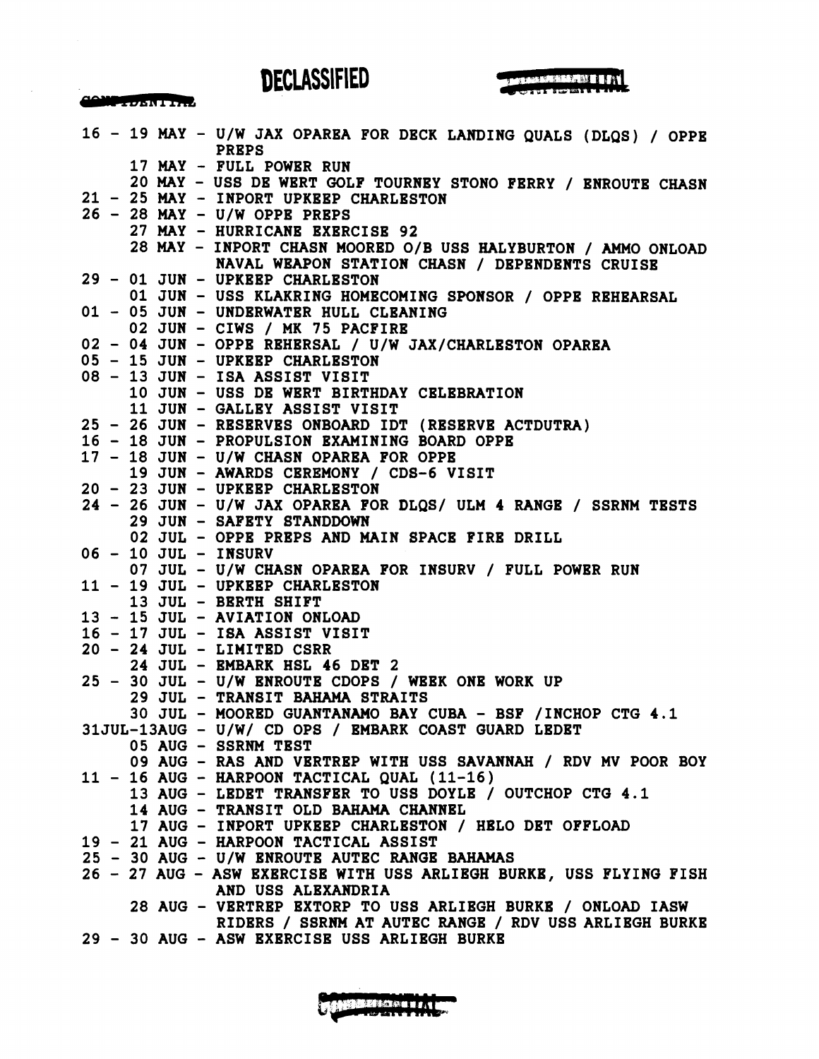DECLASSIFIED

```
16 - 19 MAY - U/W JAX OPAREA FOR DECK LANDING QUALS (DLQS) / OPPE
              PREPS
     17 MAY - FULL POWER RUN
     20 MAY - USS DE WERT GOLF TOURNEY STONO FERRY / ENROUTE CHASN
21 - 25 MAY - INPORT UPKEEP CHARLESTON
26 - 28 MAY - U/W OPPE PREPS
     27 MAY - HURRICANE EXERCISE 92
     28 MAY - INPORT CHASN MOORED O/B USS HALYBURTON / AMMO ONLOAD
              NAVAL WEAPON STATION CHASN / DEPENDENTS CRUISE
29 - 01 JUN - UPKEEP CHARLESTON
     01 JUN - USS KLAKRING HOMECOMING SPONSOR / OPPE REHEARSAL
01 - 05 JUN - UNDERWATER HULL CLEANING
     02 JUN - CIWS / MK 75 PACFIRE
02 - 04 JUN - OPPE REHERSAL / U/W JAX/CHARLESTON OPAREA
05 - 15 JUN - UPKEEP CHARLESTON
08 - 13 JUN - ISA ASSIST VISIT
     10 JUN - USS DE WERT BIRTHDAY CELEBRATION
     11 JUN - GALLEY ASSIST VISIT
25 - 26 JUN - RESERVES ONBOARD IDT (RESERVE ACTDUTRA)
16 - 18 JUN - PROPULSION EXAMINING BOARD OPPE
17 - 18 JUN - U/W CHASN OPAREA FOR OPPE
     19 JUN - AWARDS CEREMONY / CDS-6 VISIT
20 - 23 JUN - UPKEEP CHARLESTON
24 - 26 JUN - U/W JAX OPAREA FOR DLQS/ ULM 4 RANGE / SSRNM TESTS
     29 JUN - SAFETY STANDDOWN
     02 JUL - OPPE PREPS AND MAIN SPACE FIRE DRILL
06 - 10 JUL - INSURV
     07 JUL - U/W CHASN OPAREA FOR INSURV / FULL POWER RUN
11 - 19 JUL - UPKEEP CHARLESTON
     13 JUL - BERTH SHIFT
13 - 15 JUL - AVIATION ONLOAD
16 - 17 JUL - ISA ASSIST VISIT
20 - 24 JUL - LIMITED CSRR
     24 JUL - EMBARK HSL 46 DET 2
25 - 30 JUL - U/W ENROUTE CDOPS / WEEK ONE WORK UP
     29 JUL - TRANSIT BAHAMA STRAITS
     30 JUL - MOORED GUANTANAMO BAY CUBA - BSF /INCHOP CTG 4.1
31JUL-13AUG - U/W/ CD OPS / EMBARK COAST GUARD LEDET
     05 AUG - SSRNM TEST
     09 AUG - RAS AND VERTREP WITH USS SAVANNAH / RDV MV POOR BOY
11 - 16 AUG - HARPOON TACTICAL QUAL (11-16)
     13 AUG - LEDET TRANSFER TO USS DOYLE / OUTCHOP CTG 4.1
     14 AUG - TRANSIT OLD BAHAMA CHANNEL
     17 AUG - INPORT UPKEEP CHARLESTON / HELO DET OFFLOAD
19 - 21 AUG - HARPOON TACTICAL ASSIST
25 - 30 AUG - U/W ENROUTE AUTEC RANGE BAHAMAS
26 - 27 AUG - ASW EXERCISE WITH USS ARLIEGH BURKE, USS FLYING FISH
              AND USS ALEXANDRIA
     28 AUG - VERTREP EXTORP TO USS ARLIEGH BURKE / ONLOAD IASW
              RIDERS / SSRNM AT AUTEC RANGE / RDV USS ARLIEGH BURKE
29 - 30 AUG - ASW EXERCISE USS ARLIEGH BURKE
```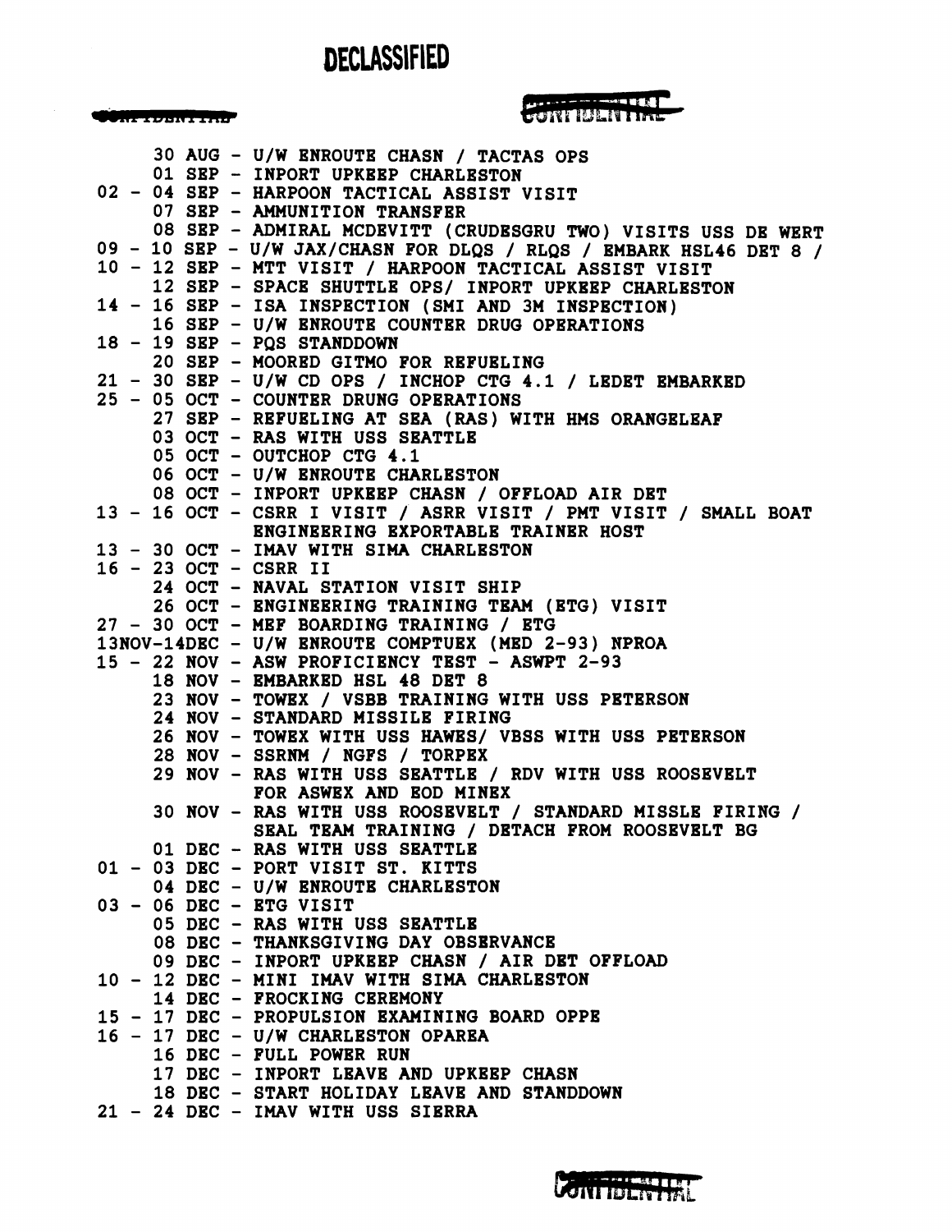DECLASSIFIED

CONFIDENTIAL

```
     30 AUG - U/W ENROUTE CHASN / TACTAS OPS
     01 SEP - INPORT UPKEEP CHARLESTON
02 - 04 SEP - HARPOON TACTICAL ASSIST VISIT
     07 SEP - AMMUNITION TRANSFER
     08 SEP - ADMIRAL MCDEVITT (CRUDESGRU TWO) VISITS USS DE WERT
09 - 10 SEP - U/W JAX/CHASN FOR DLQS / RLQS / EMBARK HSL46 DET 8 /
10 - 12 SEP - MTT VISIT / HARPOON TACTICAL ASSIST VISIT
     12 SEP - SPACE SHUTTLE OPS/ INPORT UPKEEP CHARLESTON
14 - 16 SEP - ISA INSPECTION (SMI AND 3M INSPECTION)
     16 SEP - U/W ENROUTE COUNTER DRUG OPERATIONS
18 - 19 SEP - PQS STANDDOWN
     20 SEP - MOORED GITMO FOR REFUELING
21 - 30 SEP - U/W CD OPS / INCHOP CTG 4.1 / LEDET EMBARKED
25 - 05 OCT - COUNTER DRUNG OPERATIONS
     27 SEP - REFUELING AT SEA (RAS) WITH HMS ORANGELEAF
     03 OCT - RAS WITH USS SEATTLE
     05 OCT - OUTCHOP CTG 4.1
     06 OCT - U/W ENROUTE CHARLESTON
     08 OCT - INPORT UPKEEP CHASN / OFFLOAD AIR DET
13 - 16 OCT - CSRR I VISIT / ASRR VISIT / PMT VISIT / SMALL BOAT
              ENGINEERING EXPORTABLE TRAINER HOST
13 - 30 OCT - IMAV WITH SIMA CHARLESTON
16 - 23 OCT - CSRR II
     24 OCT - NAVAL STATION VISIT SHIP
     26 OCT - ENGINEERING TRAINING TEAM (ETG) VISIT
27 - 30 OCT - MEF BOARDING TRAINING / ETG
13NOV-14DEC - U/W ENROUTE COMPTUEX (MED 2-93) NPROA
15 - 22 NOV - ASW PROFICIENCY TEST - ASWPT 2-93
     18 NOV - EMBARKED HSL 48 DET 8
     23 NOV - TOWEX / VSBB TRAINING WITH USS PETERSON
     24 NOV - STANDARD MISSILE FIRING
     26 NOV - TOWEX WITH USS HAWES/ VBSS WITH USS PETERSON
     28 NOV - SSRNM / NGFS / TORPEX
     29 NOV - RAS WITH USS SEATTLE / RDV WITH USS ROOSEVELT
              FOR ASWEX AND EOD MINEX
     30 NOV - RAS WITH USS ROOSEVELT / STANDARD MISSLE FIRING /
              SEAL TEAM TRAINING / DETACH FROM ROOSEVELT BG
     01 DEC - RAS WITH USS SEATTLE
01 - 03 DEC - PORT VISIT ST. KITTS
     04 DEC - U/W ENROUTE CHARLESTON
03 - 06 DEC - ETG VISIT
     05 DEC - RAS WITH USS SEATTLE
     08 DEC - THANKSGIVING DAY OBSERVANCE
     09 DEC - INPORT UPKEEP CHASN / AIR DET OFFLOAD
10 - 12 DEC - MINI IMAV WITH SIMA CHARLESTON
     14 DEC - FROCKING CEREMONY
15 - 17 DEC - PROPULSION EXAMINING BOARD OPPE
16 - 17 DEC - U/W CHARLESTON OPAREA
     16 DEC - FULL POWER RUN
     17 DEC - INPORT LEAVE AND UPKEEP CHASN
     18 DEC - START HOLIDAY LEAVE AND STANDDOWN
21 - 24 DEC - IMAV WITH USS SIERRA
```

CONFIDENTIAL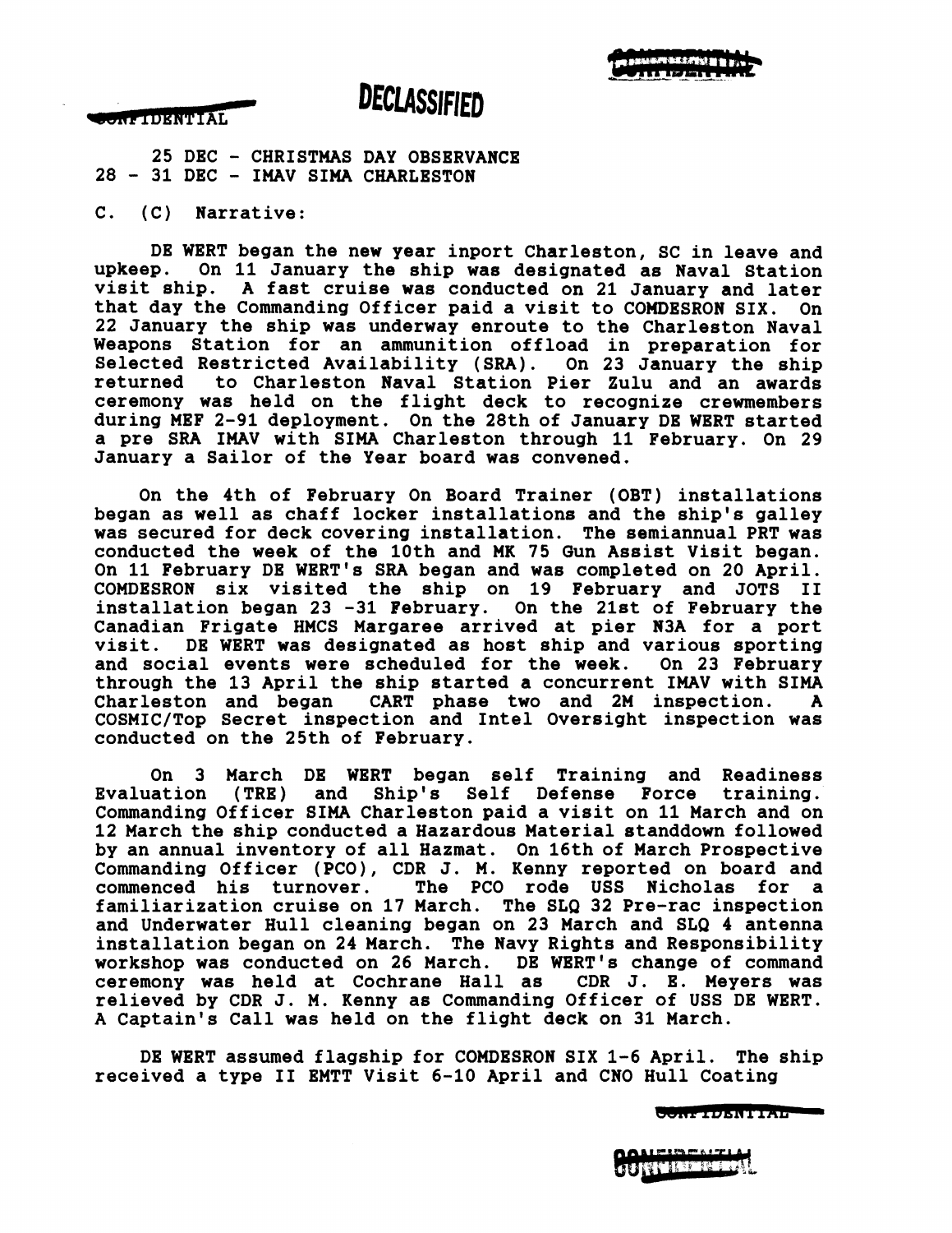25 DEC - CHRISTMAS DAY OBSERVANCE
28 - 31 DEC - IMAV SIMA CHARLESTON

C. (C) Narrative:

DE WERT began the new year inport Charleston, SC in leave and upkeep. On 11 January the ship was designated as Naval Station visit ship. A fast cruise was conducted on 21 January and later that day the Commanding Officer paid a visit to COMDESRON SIX. On 22 January the ship was underway enroute to the Charleston Naval Weapons Station for an ammunition offload in preparation for Selected Restricted Availability (SRA). On 23 January the ship returned to Charleston Naval Station Pier Zulu and an awards ceremony was held on the flight deck to recognize crewmembers during MEF 2-91 deployment. On the 28th of January DE WERT started a pre SRA IMAV with SIMA Charleston through 11 February. On 29 January a Sailor of the Year board was convened.

On the 4th of February On Board Trainer (OBT) installations began as well as chaff locker installations and the ship's galley was secured for deck covering installation. The semiannual PRT was conducted the week of the 10th and MK 75 Gun Assist Visit began. On 11 February DE WERT's SRA began and was completed on 20 April. COMDESRON six visited the ship on 19 February and JOTS II installation began 23 -31 February. On the 21st of February the Canadian Frigate HMCS Margaree arrived at pier N3A for a port visit. DE WERT was designated as host ship and various sporting and social events were scheduled for the week. On 23 February through the 13 April the ship started a concurrent IMAV with SIMA Charleston and began CART phase two and 2M inspection. A COSMIC/Top Secret inspection and Intel Oversight inspection was conducted on the 25th of February.

On 3 March DE WERT began self Training and Readiness Evaluation (TRE) and Ship's Self Defense Force training. Commanding Officer SIMA Charleston paid a visit on 11 March and on 12 March the ship conducted a Hazardous Material standdown followed by an annual inventory of all Hazmat. On 16th of March Prospective Commanding Officer (PCO), CDR J. M. Kenny reported on board and commenced his turnover. The PCO rode USS Nicholas for a familiarization cruise on 17 March. The SLQ 32 Pre-rac inspection and Underwater Hull cleaning began on 23 March and SLQ 4 antenna installation began on 24 March. The Navy Rights and Responsibility workshop was conducted on 26 March. DE WERT's change of command ceremony was held at Cochrane Hall as CDR J. E. Meyers was relieved by CDR J. M. Kenny as Commanding Officer of USS DE WERT. A Captain's Call was held on the flight deck on 31 March.

DE WERT assumed flagship for COMDESRON SIX 1-6 April. The ship received a type II EMTT Visit 6-10 April and CNO Hull Coating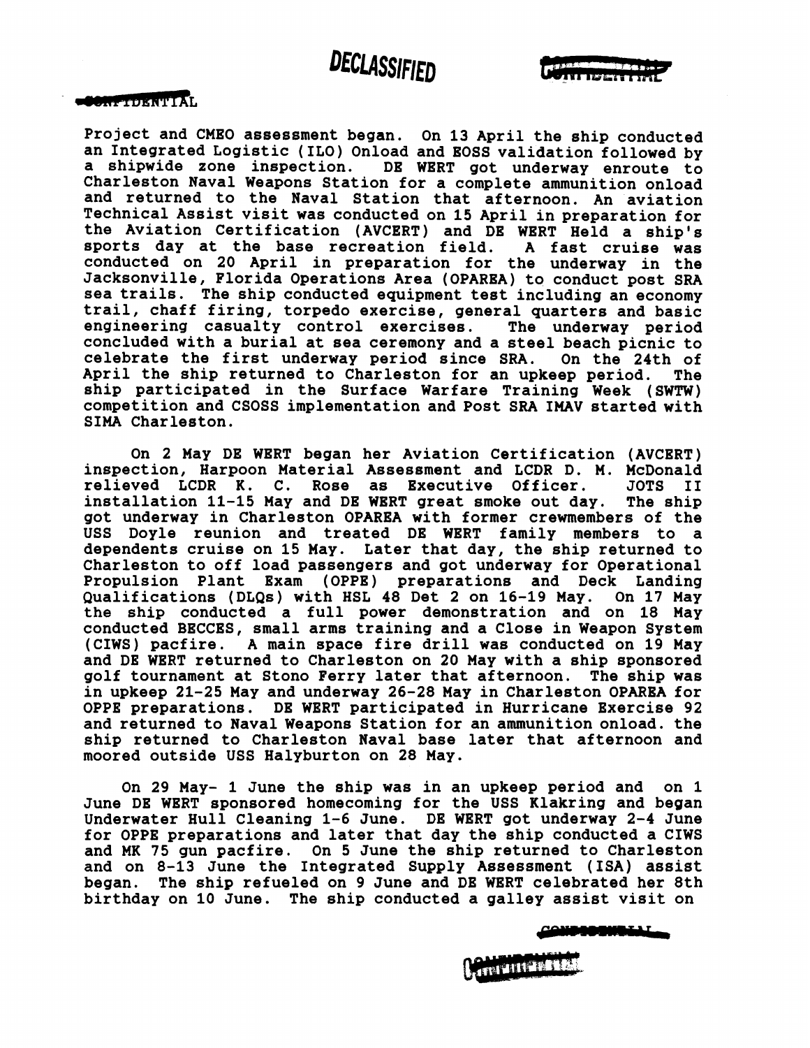Project and CMEO assessment began. On 13 April the ship conducted an Integrated Logistic (ILO) Onload and EOSS validation followed by a shipwide zone inspection. DE WERT got underway enroute to Charleston Naval Weapons Station for a complete ammunition onload and returned to the Naval Station that afternoon. An aviation Technical Assist visit was conducted on 15 April in preparation for the Aviation Certification (AVCERT) and DE WERT Held a ship's sports day at the base recreation field. A fast cruise was conducted on 20 April in preparation for the underway in the Jacksonville, Florida Operations Area (OPAREA) to conduct post SRA sea trails. The ship conducted equipment test including an economy trail, chaff firing, torpedo exercise, general quarters and basic engineering casualty control exercises. The underway period concluded with a burial at sea ceremony and a steel beach picnic to celebrate the first underway period since SRA. On the 24th of April the ship returned to Charleston for an upkeep period. The ship participated in the Surface Warfare Training Week (SWTW) competition and CSOSS implementation and Post SRA IMAV started with SIMA Charleston.

On 2 May DE WERT began her Aviation Certification (AVCERT) inspection, Harpoon Material Assessment and LCDR D. M. McDonald relieved LCDR K. C. Rose as Executive Officer. JOTS II installation 11-15 May and DE WERT great smoke out day. The ship got underway in Charleston OPAREA with former crewmembers of the USS Doyle reunion and treated DE WERT family members to a dependents cruise on 15 May. Later that day, the ship returned to Charleston to off load passengers and got underway for Operational Propulsion Plant Exam (OPPE) preparations and Deck Landing Qualifications (DLQs) with HSL 48 Det 2 on 16-19 May. On 17 May the ship conducted a full power demonstration and on 18 May conducted BECCES, small arms training and a Close in Weapon System (CIWS) pacfire. A main space fire drill was conducted on 19 May and DE WERT returned to Charleston on 20 May with a ship sponsored golf tournament at Stono Ferry later that afternoon. The ship was in upkeep 21-25 May and underway 26-28 May in Charleston OPAREA for OPPE preparations. DE WERT participated in Hurricane Exercise 92 and returned to Naval Weapons Station for an ammunition onload. the ship returned to Charleston Naval base later that afternoon and moored outside USS Halyburton on 28 May.

On 29 May- 1 June the ship was in an upkeep period and on 1 June DE WERT sponsored homecoming for the USS Klakring and began Underwater Hull Cleaning 1-6 June. DE WERT got underway 2-4 June for OPPE preparations and later that day the ship conducted a CIWS and MK 75 gun pacfire. On 5 June the ship returned to Charleston and on 8-13 June the Integrated Supply Assessment (ISA) assist began. The ship refueled on 9 June and DE WERT celebrated her 8th birthday on 10 June. The ship conducted a galley assist visit on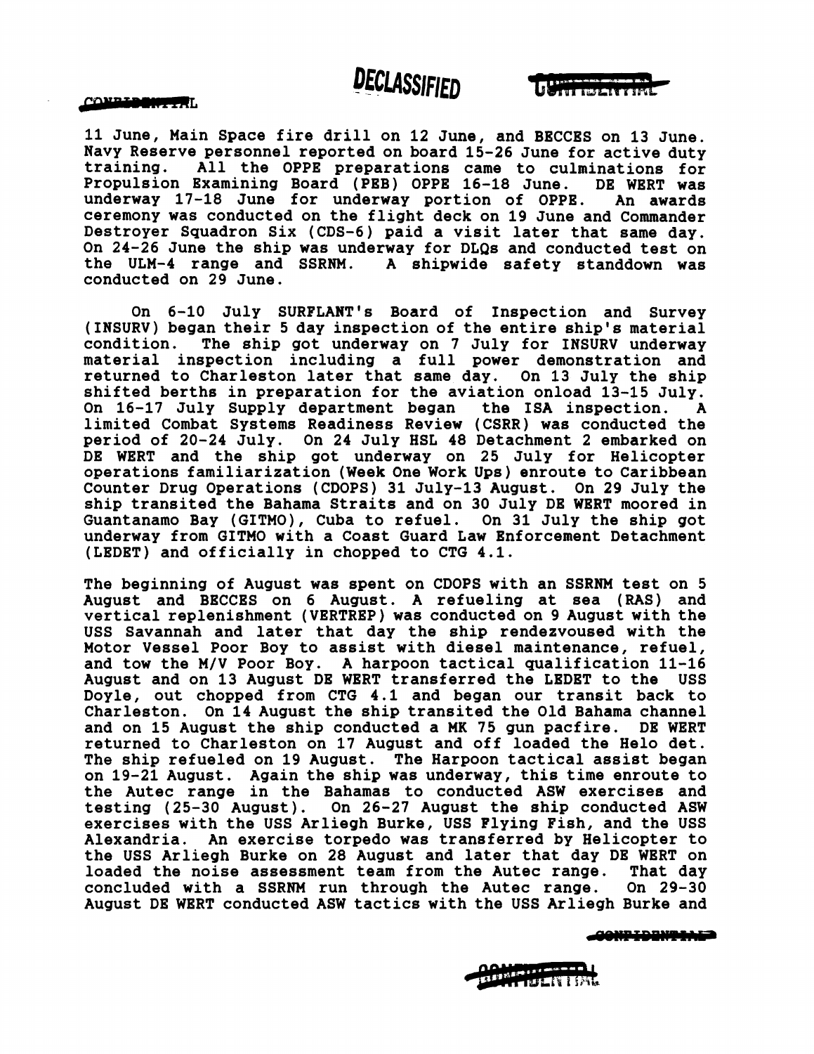11 June, Main Space fire drill on 12 June, and BECCES on 13 June. Navy Reserve personnel reported on board 15-26 June for active duty training. All the OPPE preparations came to culminations for Propulsion Examining Board (PEB) OPPE 16-18 June. DE WERT was underway 17-18 June for underway portion of OPPE. An awards ceremony was conducted on the flight deck on 19 June and Commander Destroyer Squadron Six (CDS-6) paid a visit later that same day. On 24-26 June the ship was underway for DLQs and conducted test on the ULM-4 range and SSRNM. A shipwide safety standdown was conducted on 29 June.

On 6-10 July SURFLANT's Board of Inspection and Survey (INSURV) began their 5 day inspection of the entire ship's material condition. The ship got underway on 7 July for INSURV underway material inspection including a full power demonstration and returned to Charleston later that same day. On 13 July the ship shifted berths in preparation for the aviation onload 13-15 July. On 16-17 July Supply department began the ISA inspection. A limited Combat Systems Readiness Review (CSRR) was conducted the period of 20-24 July. On 24 July HSL 48 Detachment 2 embarked on DE WERT and the ship got underway on 25 July for Helicopter operations familiarization (Week One Work Ups) enroute to Caribbean Counter Drug Operations (CDOPS) 31 July-13 August. On 29 July the ship transited the Bahama Straits and on 30 July DE WERT moored in Guantanamo Bay (GITMO), Cuba to refuel. On 31 July the ship got underway from GITMO with a Coast Guard Law Enforcement Detachment (LEDET) and officially in chopped to CTG 4.1.

The beginning of August was spent on CDOPS with an SSRNM test on 5 August and BECCES on 6 August. A refueling at sea (RAS) and vertical replenishment (VERTREP) was conducted on 9 August with the USS Savannah and later that day the ship rendezvoused with the Motor Vessel Poor Boy to assist with diesel maintenance, refuel, and tow the M/V Poor Boy. A harpoon tactical qualification 11-16 August and on 13 August DE WERT transferred the LEDET to the USS Doyle, out chopped from CTG 4.1 and began our transit back to Charleston. On 14 August the ship transited the Old Bahama channel and on 15 August the ship conducted a MK 75 gun pacfire. DE WERT returned to Charleston on 17 August and off loaded the Helo det. The ship refueled on 19 August. The Harpoon tactical assist began on 19-21 August. Again the ship was underway, this time enroute to the Autec range in the Bahamas to conducted ASW exercises and testing (25-30 August). On 26-27 August the ship conducted ASW exercises with the USS Arliegh Burke, USS Flying Fish, and the USS Alexandria. An exercise torpedo was transferred by Helicopter to the USS Arliegh Burke on 28 August and later that day DE WERT on loaded the noise assessment team from the Autec range. That day concluded with a SSRNM run through the Autec range. On 29-30 August DE WERT conducted ASW tactics with the USS Arliegh Burke and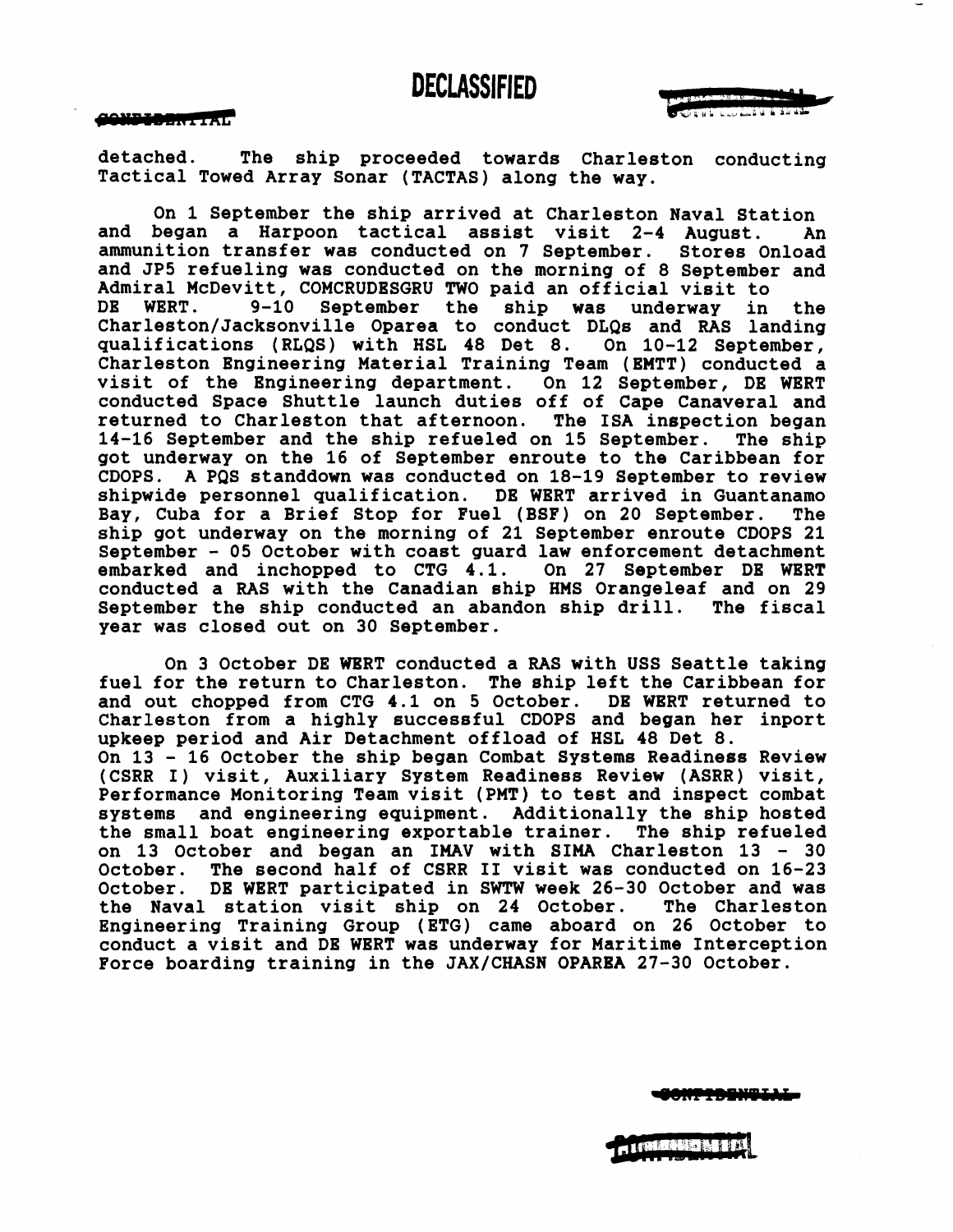detached. The ship proceeded towards Charleston conducting Tactical Towed Array Sonar (TACTAS) along the way.

On 1 September the ship arrived at Charleston Naval Station and began a Harpoon tactical assist visit 2-4 August. An ammunition transfer was conducted on 7 September. Stores Onload and JP5 refueling was conducted on the morning of 8 September and Admiral McDevitt, COMCRUDESGRU TWO paid an official visit to DE WERT. 9-10 September the ship was underway in the Charleston/Jacksonville Oparea to conduct DLQs and RAS landing qualifications (RLQS) with HSL 48 Det 8. On 10-12 September, Charleston Engineering Material Training Team (EMTT) conducted a visit of the Engineering department. On 12 September, DE WERT conducted Space Shuttle launch duties off of Cape Canaveral and returned to Charleston that afternoon. The ISA inspection began 14-16 September and the ship refueled on 15 September. The ship got underway on the 16 of September enroute to the Caribbean for CDOPS. A PQS standdown was conducted on 18-19 September to review shipwide personnel qualification. DE WERT arrived in Guantanamo Bay, Cuba for a Brief Stop for Fuel (BSF) on 20 September. The ship got underway on the morning of 21 September enroute CDOPS 21 September - 05 October with coast guard law enforcement detachment embarked and inchopped to CTG 4.1. On 27 September DE WERT conducted a RAS with the Canadian ship HMS Orangeleaf and on 29 September the ship conducted an abandon ship drill. The fiscal year was closed out on 30 September.

On 3 October DE WERT conducted a RAS with USS Seattle taking fuel for the return to Charleston. The ship left the Caribbean for and out chopped from CTG 4.1 on 5 October. DE WERT returned to Charleston from a highly successful CDOPS and began her inport upkeep period and Air Detachment offload of HSL 48 Det 8.
On 13 - 16 October the ship began Combat Systems Readiness Review (CSRR I) visit, Auxiliary System Readiness Review (ASRR) visit, Performance Monitoring Team visit (PMT) to test and inspect combat systems and engineering equipment. Additionally the ship hosted the small boat engineering exportable trainer. The ship refueled on 13 October and began an IMAV with SIMA Charleston 13 - 30 October. The second half of CSRR II visit was conducted on 16-23 October. DE WERT participated in SWTW week 26-30 October and was the Naval station visit ship on 24 October. The Charleston Engineering Training Group (ETG) came aboard on 26 October to conduct a visit and DE WERT was underway for Maritime Interception Force boarding training in the JAX/CHASN OPAREA 27-30 October.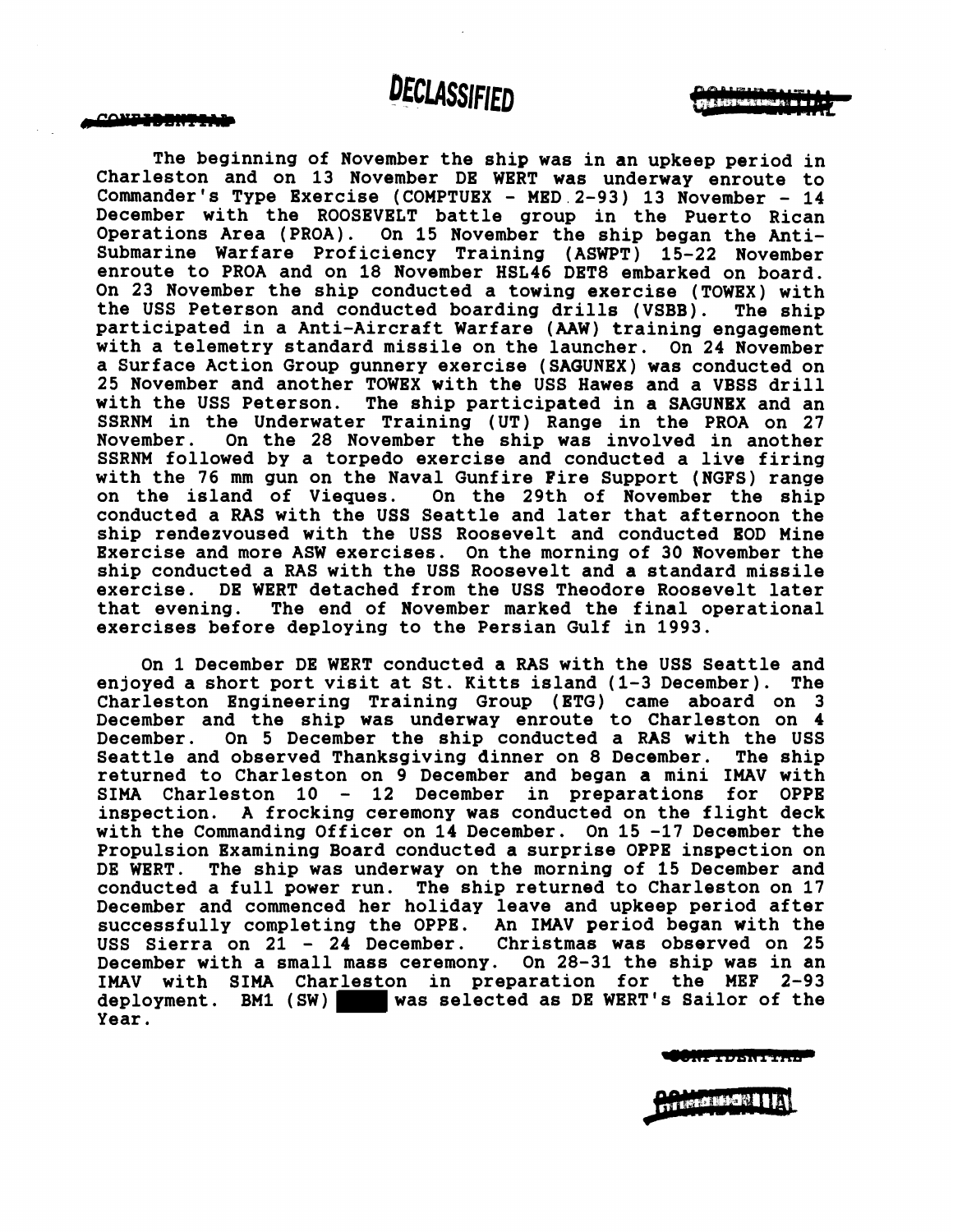DECLASSIFIED

CONFIDENTIAL

The beginning of November the ship was in an upkeep period in Charleston and on 13 November DE WERT was underway enroute to Commander's Type Exercise (COMPTUEX - MED 2-93) 13 November - 14 December with the ROOSEVELT battle group in the Puerto Rican Operations Area (PROA). On 15 November the ship began the Anti-Submarine Warfare Proficiency Training (ASWPT) 15-22 November enroute to PROA and on 18 November HSL46 DET8 embarked on board. On 23 November the ship conducted a towing exercise (TOWEX) with the USS Peterson and conducted boarding drills (VSBB). The ship participated in a Anti-Aircraft Warfare (AAW) training engagement with a telemetry standard missile on the launcher. On 24 November a Surface Action Group gunnery exercise (SAGUNEX) was conducted on 25 November and another TOWEX with the USS Hawes and a VBSS drill with the USS Peterson. The ship participated in a SAGUNEX and an SSRNM in the Underwater Training (UT) Range in the PROA on 27 November. On the 28 November the ship was involved in another SSRNM followed by a torpedo exercise and conducted a live firing with the 76 mm gun on the Naval Gunfire Fire Support (NGFS) range on the island of Vieques. On the 29th of November the ship conducted a RAS with the USS Seattle and later that afternoon the ship rendezvoused with the USS Roosevelt and conducted EOD Mine Exercise and more ASW exercises. On the morning of 30 November the ship conducted a RAS with the USS Roosevelt and a standard missile exercise. DE WERT detached from the USS Theodore Roosevelt later that evening. The end of November marked the final operational exercises before deploying to the Persian Gulf in 1993.

On 1 December DE WERT conducted a RAS with the USS Seattle and enjoyed a short port visit at St. Kitts island (1-3 December). The Charleston Engineering Training Group (ETG) came aboard on 3 December and the ship was underway enroute to Charleston on 4 December. On 5 December the ship conducted a RAS with the USS Seattle and observed Thanksgiving dinner on 8 December. The ship returned to Charleston on 9 December and began a mini IMAV with SIMA Charleston 10 - 12 December in preparations for OPPE inspection. A frocking ceremony was conducted on the flight deck with the Commanding Officer on 14 December. On 15 -17 December the Propulsion Examining Board conducted a surprise OPPE inspection on DE WERT. The ship was underway on the morning of 15 December and conducted a full power run. The ship returned to Charleston on 17 December and commenced her holiday leave and upkeep period after successfully completing the OPPE. An IMAV period began with the USS Sierra on 21 - 24 December. Christmas was observed on 25 December with a small mass ceremony. On 28-31 the ship was in an IMAV with SIMA Charleston in preparation for the MEF 2-93 deployment. BM1 (SW) ████ was selected as DE WERT's Sailor of the Year.

CONFIDENTIAL

CONFIDENTIAL